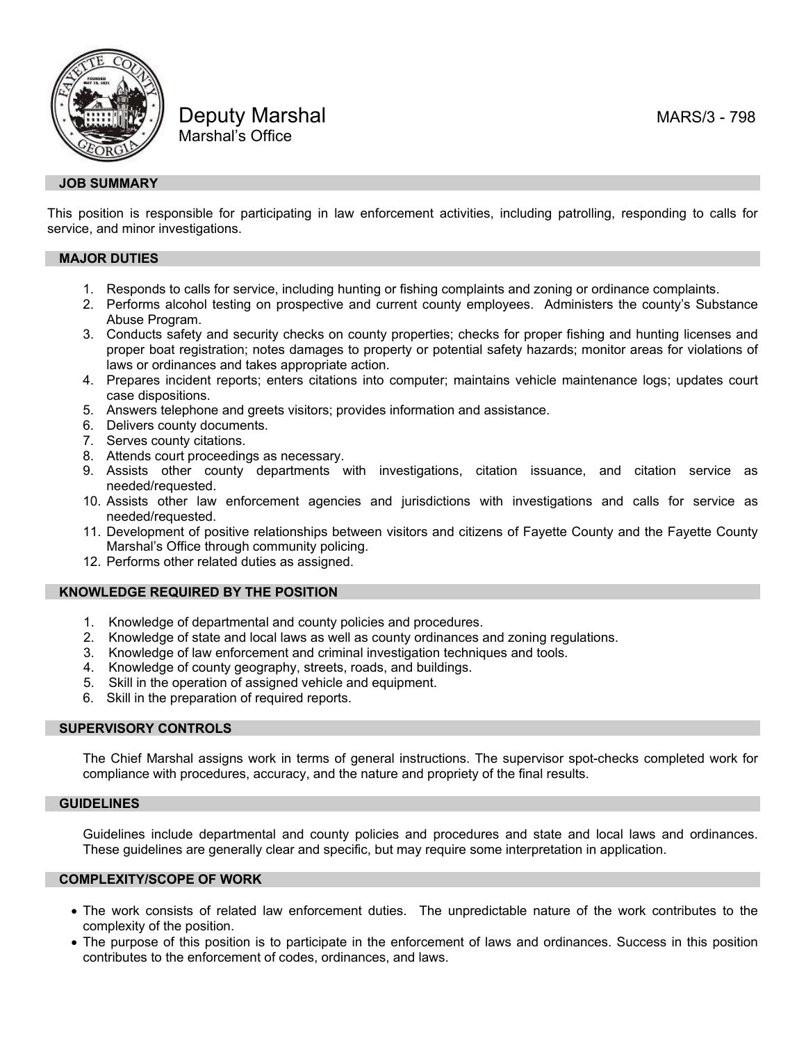# Deputy Marshal

Marshal's Office

MARS/3 - 798

## JOB SUMMARY

This position is responsible for participating in law enforcement activities, including patrolling, responding to calls for service, and minor investigations.

## MAJOR DUTIES

1. Responds to calls for service, including hunting or fishing complaints and zoning or ordinance complaints.
2. Performs alcohol testing on prospective and current county employees. Administers the county's Substance Abuse Program.
3. Conducts safety and security checks on county properties; checks for proper fishing and hunting licenses and proper boat registration; notes damages to property or potential safety hazards; monitor areas for violations of laws or ordinances and takes appropriate action.
4. Prepares incident reports; enters citations into computer; maintains vehicle maintenance logs; updates court case dispositions.
5. Answers telephone and greets visitors; provides information and assistance.
6. Delivers county documents.
7. Serves county citations.
8. Attends court proceedings as necessary.
9. Assists other county departments with investigations, citation issuance, and citation service as needed/requested.
10. Assists other law enforcement agencies and jurisdictions with investigations and calls for service as needed/requested.
11. Development of positive relationships between visitors and citizens of Fayette County and the Fayette County Marshal's Office through community policing.
12. Performs other related duties as assigned.

## KNOWLEDGE REQUIRED BY THE POSITION

1. Knowledge of departmental and county policies and procedures.
2. Knowledge of state and local laws as well as county ordinances and zoning regulations.
3. Knowledge of law enforcement and criminal investigation techniques and tools.
4. Knowledge of county geography, streets, roads, and buildings.
5. Skill in the operation of assigned vehicle and equipment.
6. Skill in the preparation of required reports.

## SUPERVISORY CONTROLS

The Chief Marshal assigns work in terms of general instructions. The supervisor spot-checks completed work for compliance with procedures, accuracy, and the nature and propriety of the final results.

## GUIDELINES

Guidelines include departmental and county policies and procedures and state and local laws and ordinances. These guidelines are generally clear and specific, but may require some interpretation in application.

## COMPLEXITY/SCOPE OF WORK

- The work consists of related law enforcement duties. The unpredictable nature of the work contributes to the complexity of the position.
- The purpose of this position is to participate in the enforcement of laws and ordinances. Success in this position contributes to the enforcement of codes, ordinances, and laws.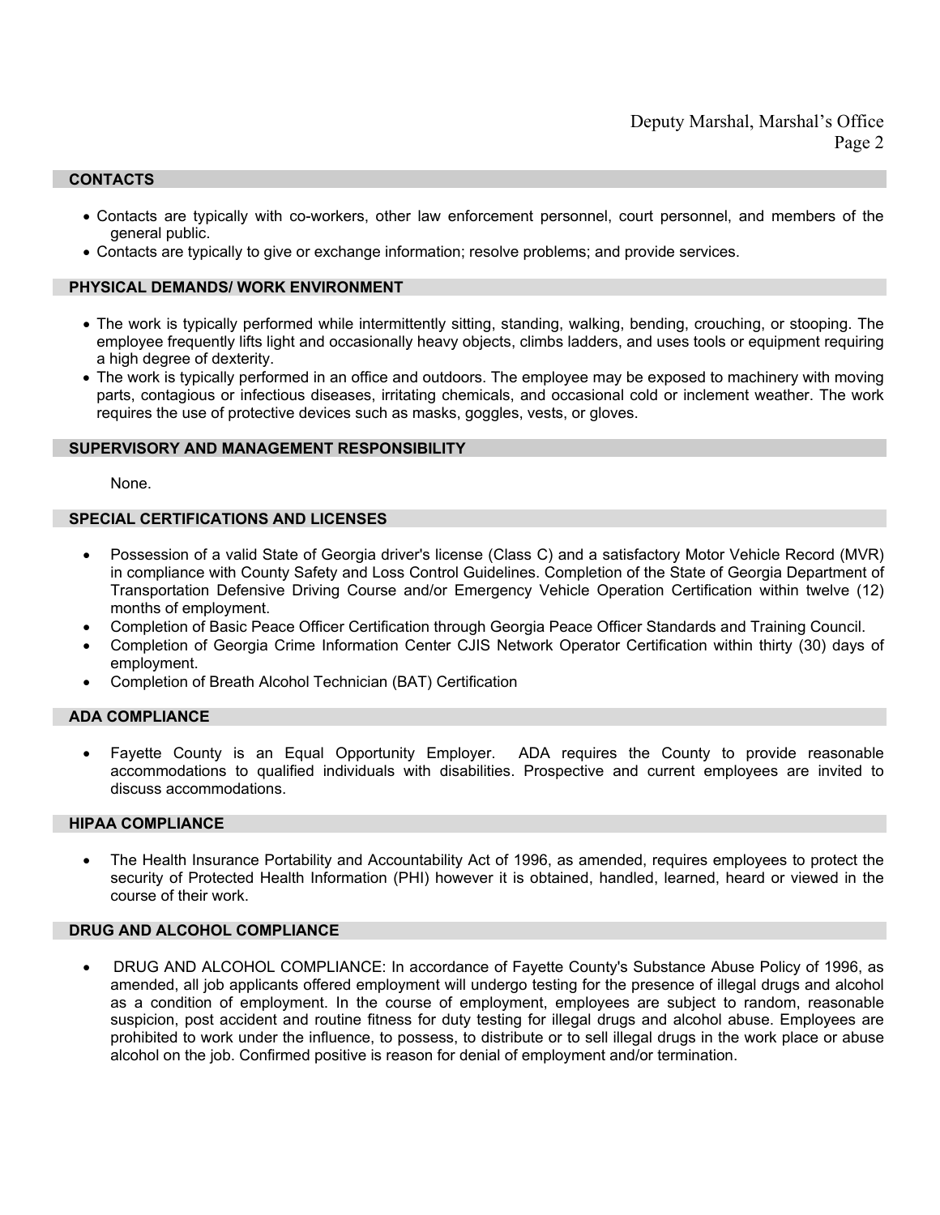## CONTACTS

- Contacts are typically with co-workers, other law enforcement personnel, court personnel, and members of the general public.
- Contacts are typically to give or exchange information; resolve problems; and provide services.

## PHYSICAL DEMANDS/ WORK ENVIRONMENT

- The work is typically performed while intermittently sitting, standing, walking, bending, crouching, or stooping. The employee frequently lifts light and occasionally heavy objects, climbs ladders, and uses tools or equipment requiring a high degree of dexterity.
- The work is typically performed in an office and outdoors. The employee may be exposed to machinery with moving parts, contagious or infectious diseases, irritating chemicals, and occasional cold or inclement weather. The work requires the use of protective devices such as masks, goggles, vests, or gloves.

## SUPERVISORY AND MANAGEMENT RESPONSIBILITY

None.

## SPECIAL CERTIFICATIONS AND LICENSES

- Possession of a valid State of Georgia driver's license (Class C) and a satisfactory Motor Vehicle Record (MVR) in compliance with County Safety and Loss Control Guidelines. Completion of the State of Georgia Department of Transportation Defensive Driving Course and/or Emergency Vehicle Operation Certification within twelve (12) months of employment.
- Completion of Basic Peace Officer Certification through Georgia Peace Officer Standards and Training Council.
- Completion of Georgia Crime Information Center CJIS Network Operator Certification within thirty (30) days of employment.
- Completion of Breath Alcohol Technician (BAT) Certification

## ADA COMPLIANCE

- Fayette County is an Equal Opportunity Employer. ADA requires the County to provide reasonable accommodations to qualified individuals with disabilities. Prospective and current employees are invited to discuss accommodations.

## HIPAA COMPLIANCE

- The Health Insurance Portability and Accountability Act of 1996, as amended, requires employees to protect the security of Protected Health Information (PHI) however it is obtained, handled, learned, heard or viewed in the course of their work.

## DRUG AND ALCOHOL COMPLIANCE

- DRUG AND ALCOHOL COMPLIANCE: In accordance of Fayette County's Substance Abuse Policy of 1996, as amended, all job applicants offered employment will undergo testing for the presence of illegal drugs and alcohol as a condition of employment. In the course of employment, employees are subject to random, reasonable suspicion, post accident and routine fitness for duty testing for illegal drugs and alcohol abuse. Employees are prohibited to work under the influence, to possess, to distribute or to sell illegal drugs in the work place or abuse alcohol on the job. Confirmed positive is reason for denial of employment and/or termination.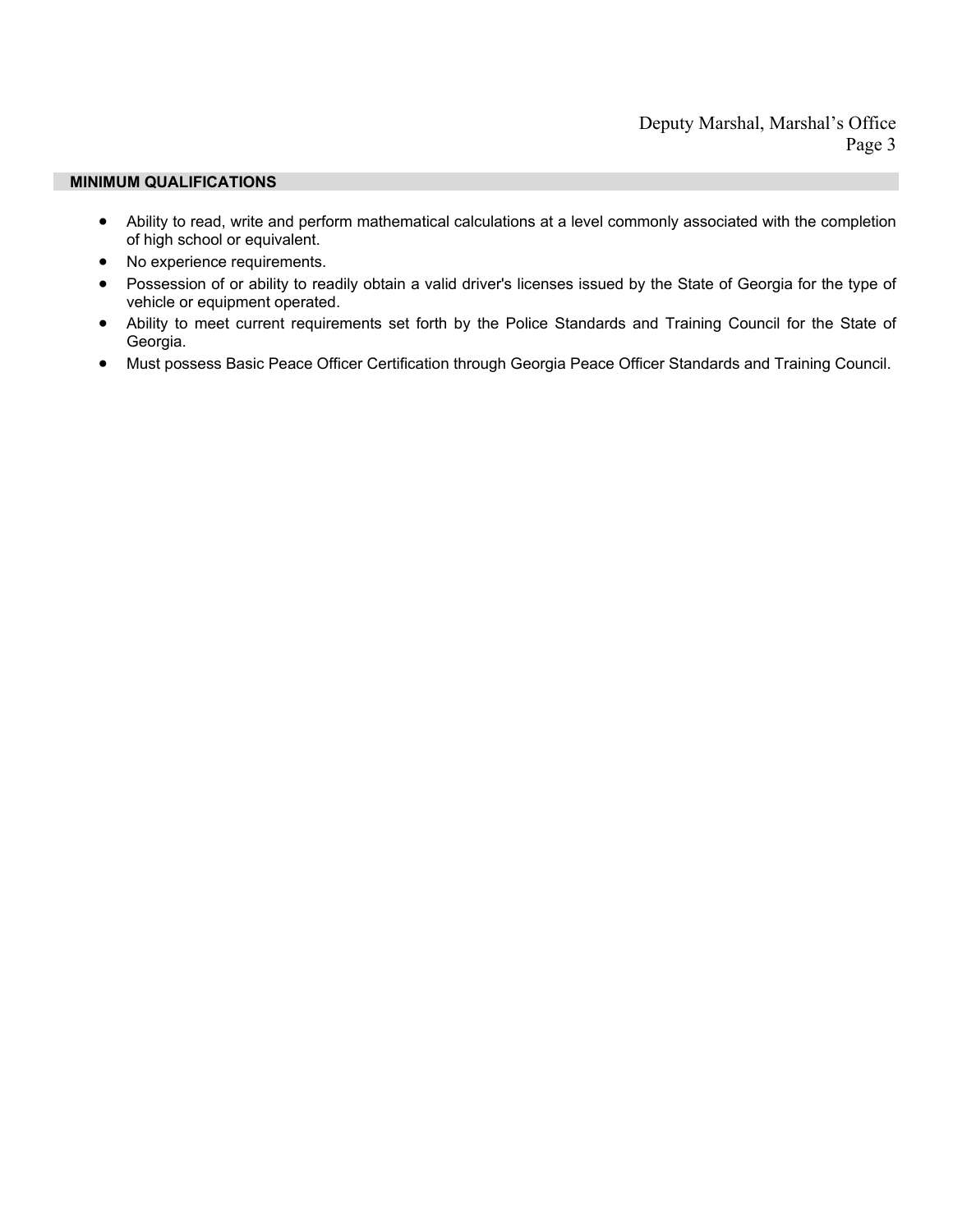## MINIMUM QUALIFICATIONS

- Ability to read, write and perform mathematical calculations at a level commonly associated with the completion of high school or equivalent.
- No experience requirements.
- Possession of or ability to readily obtain a valid driver's licenses issued by the State of Georgia for the type of vehicle or equipment operated.
- Ability to meet current requirements set forth by the Police Standards and Training Council for the State of Georgia.
- Must possess Basic Peace Officer Certification through Georgia Peace Officer Standards and Training Council.